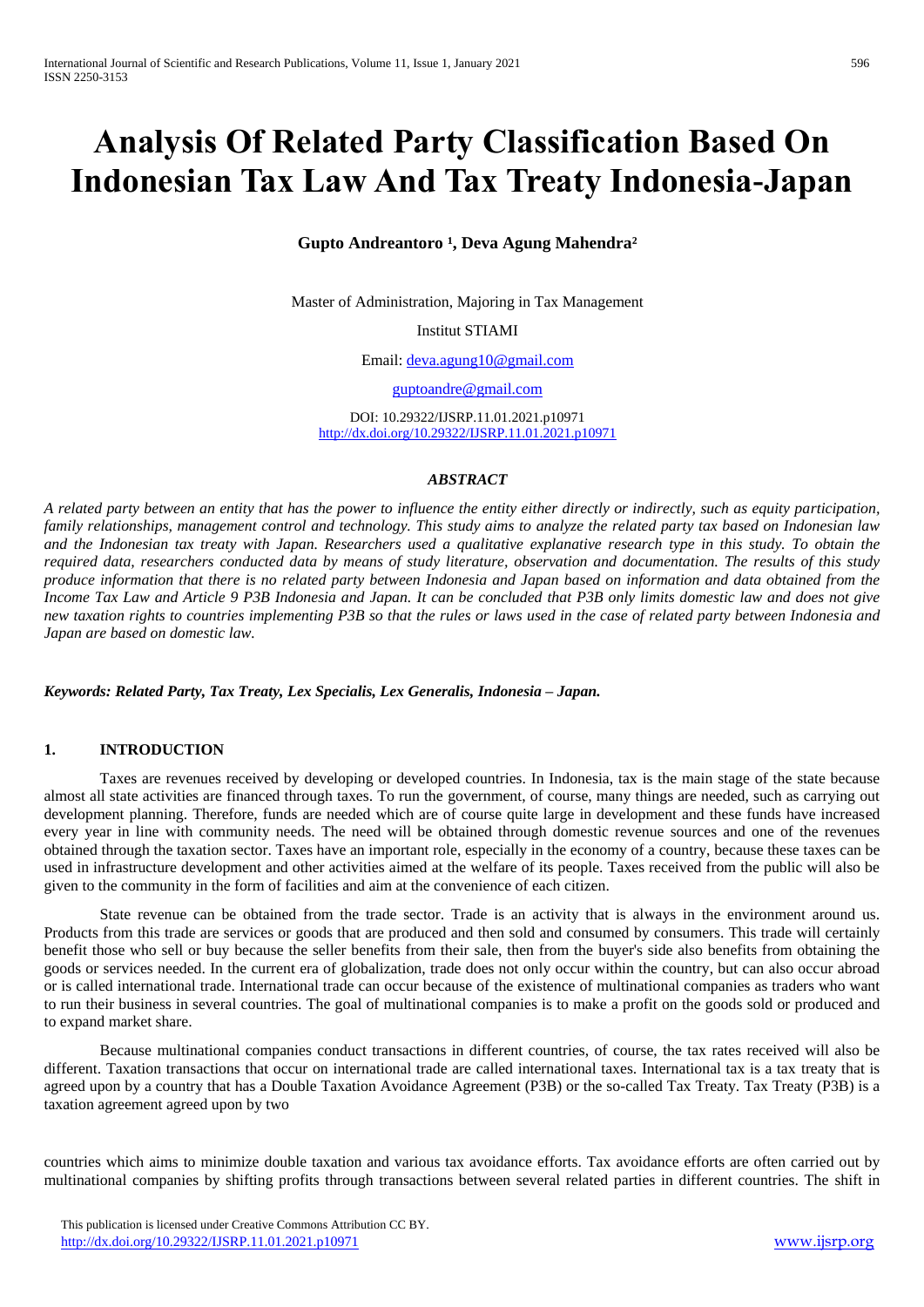# Analysis Of Related Party Classification Based On Indonesian Tax Law And Tax Treaty Indonesia-Japan

**Gupto Andreantoro [1], Deva Agung Mahendra[2]**

Master of Administration, Majoring in Tax Management

Institut STIAMI

Email: deva.agung10@gmail.com

guptoandre@gmail.com

DOI: 10.29322/IJSRP.11.01.2021.p10971
http://dx.doi.org/10.29322/IJSRP.11.01.2021.p10971

## *ABSTRACT*

*A related party between an entity that has the power to influence the entity either directly or indirectly, such as equity participation, family relationships, management control and technology. This study aims to analyze the related party tax based on Indonesian law and the Indonesian tax treaty with Japan. Researchers used a qualitative explanative research type in this study. To obtain the required data, researchers conducted data by means of study literature, observation and documentation. The results of this study produce information that there is no related party between Indonesia and Japan based on information and data obtained from the Income Tax Law and Article 9 P3B Indonesia and Japan. It can be concluded that P3B only limits domestic law and does not give new taxation rights to countries implementing P3B so that the rules or laws used in the case of related party between Indonesia and Japan are based on domestic law.*

***Keywords: Related Party, Tax Treaty, Lex Specialis, Lex Generalis, Indonesia – Japan.***

## 1. INTRODUCTION

Taxes are revenues received by developing or developed countries. In Indonesia, tax is the main stage of the state because almost all state activities are financed through taxes. To run the government, of course, many things are needed, such as carrying out development planning. Therefore, funds are needed which are of course quite large in development and these funds have increased every year in line with community needs. The need will be obtained through domestic revenue sources and one of the revenues obtained through the taxation sector. Taxes have an important role, especially in the economy of a country, because these taxes can be used in infrastructure development and other activities aimed at the welfare of its people. Taxes received from the public will also be given to the community in the form of facilities and aim at the convenience of each citizen.

State revenue can be obtained from the trade sector. Trade is an activity that is always in the environment around us. Products from this trade are services or goods that are produced and then sold and consumed by consumers. This trade will certainly benefit those who sell or buy because the seller benefits from their sale, then from the buyer's side also benefits from obtaining the goods or services needed. In the current era of globalization, trade does not only occur within the country, but can also occur abroad or is called international trade. International trade can occur because of the existence of multinational companies as traders who want to run their business in several countries. The goal of multinational companies is to make a profit on the goods sold or produced and to expand market share.

Because multinational companies conduct transactions in different countries, of course, the tax rates received will also be different. Taxation transactions that occur on international trade are called international taxes. International tax is a tax treaty that is agreed upon by a country that has a Double Taxation Avoidance Agreement (P3B) or the so-called Tax Treaty. Tax Treaty (P3B) is a taxation agreement agreed upon by two countries which aims to minimize double taxation and various tax avoidance efforts. Tax avoidance efforts are often carried out by multinational companies by shifting profits through transactions between several related parties in different countries. The shift in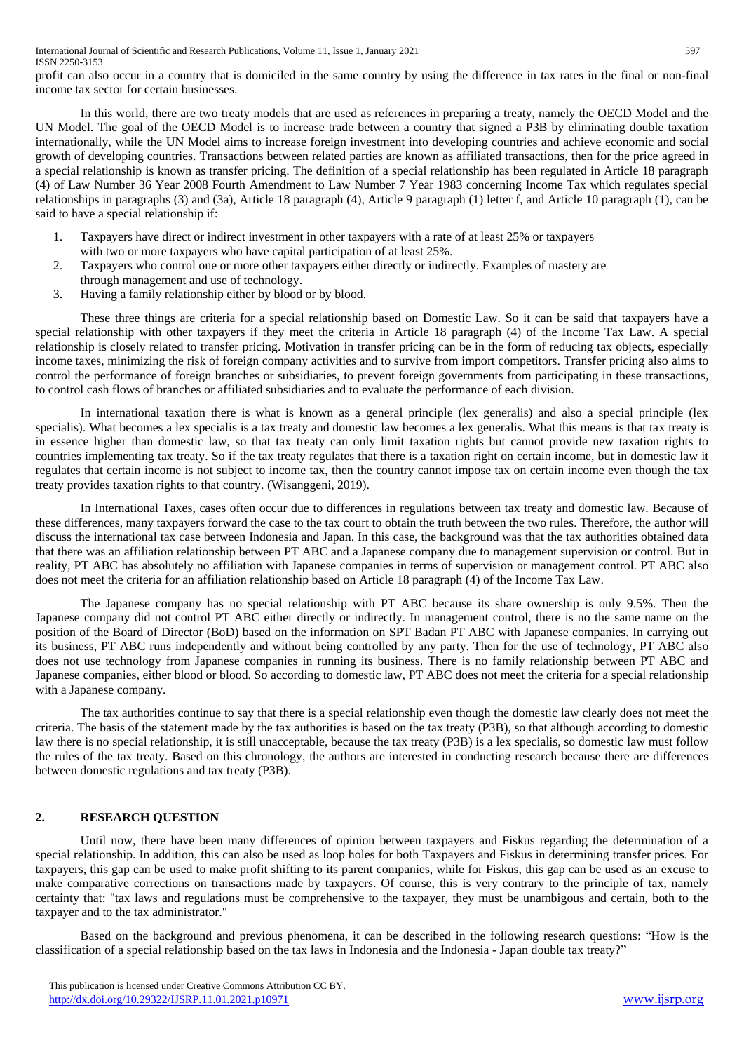profit can also occur in a country that is domiciled in the same country by using the difference in tax rates in the final or non-final income tax sector for certain businesses.

In this world, there are two treaty models that are used as references in preparing a treaty, namely the OECD Model and the UN Model. The goal of the OECD Model is to increase trade between a country that signed a P3B by eliminating double taxation internationally, while the UN Model aims to increase foreign investment into developing countries and achieve economic and social growth of developing countries. Transactions between related parties are known as affiliated transactions, then for the price agreed in a special relationship is known as transfer pricing. The definition of a special relationship has been regulated in Article 18 paragraph (4) of Law Number 36 Year 2008 Fourth Amendment to Law Number 7 Year 1983 concerning Income Tax which regulates special relationships in paragraphs (3) and (3a), Article 18 paragraph (4), Article 9 paragraph (1) letter f, and Article 10 paragraph (1), can be said to have a special relationship if:

1. Taxpayers have direct or indirect investment in other taxpayers with a rate of at least 25% or taxpayers with two or more taxpayers who have capital participation of at least 25%.
2. Taxpayers who control one or more other taxpayers either directly or indirectly. Examples of mastery are through management and use of technology.
3. Having a family relationship either by blood or by blood.

These three things are criteria for a special relationship based on Domestic Law. So it can be said that taxpayers have a special relationship with other taxpayers if they meet the criteria in Article 18 paragraph (4) of the Income Tax Law. A special relationship is closely related to transfer pricing. Motivation in transfer pricing can be in the form of reducing tax objects, especially income taxes, minimizing the risk of foreign company activities and to survive from import competitors. Transfer pricing also aims to control the performance of foreign branches or subsidiaries, to prevent foreign governments from participating in these transactions, to control cash flows of branches or affiliated subsidiaries and to evaluate the performance of each division.

In international taxation there is what is known as a general principle (lex generalis) and also a special principle (lex specialis). What becomes a lex specialis is a tax treaty and domestic law becomes a lex generalis. What this means is that tax treaty is in essence higher than domestic law, so that tax treaty can only limit taxation rights but cannot provide new taxation rights to countries implementing tax treaty. So if the tax treaty regulates that there is a taxation right on certain income, but in domestic law it regulates that certain income is not subject to income tax, then the country cannot impose tax on certain income even though the tax treaty provides taxation rights to that country. (Wisanggeni, 2019).

In International Taxes, cases often occur due to differences in regulations between tax treaty and domestic law. Because of these differences, many taxpayers forward the case to the tax court to obtain the truth between the two rules. Therefore, the author will discuss the international tax case between Indonesia and Japan. In this case, the background was that the tax authorities obtained data that there was an affiliation relationship between PT ABC and a Japanese company due to management supervision or control. But in reality, PT ABC has absolutely no affiliation with Japanese companies in terms of supervision or management control. PT ABC also does not meet the criteria for an affiliation relationship based on Article 18 paragraph (4) of the Income Tax Law.

The Japanese company has no special relationship with PT ABC because its share ownership is only 9.5%. Then the Japanese company did not control PT ABC either directly or indirectly. In management control, there is no the same name on the position of the Board of Director (BoD) based on the information on SPT Badan PT ABC with Japanese companies. In carrying out its business, PT ABC runs independently and without being controlled by any party. Then for the use of technology, PT ABC also does not use technology from Japanese companies in running its business. There is no family relationship between PT ABC and Japanese companies, either blood or blood. So according to domestic law, PT ABC does not meet the criteria for a special relationship with a Japanese company.

The tax authorities continue to say that there is a special relationship even though the domestic law clearly does not meet the criteria. The basis of the statement made by the tax authorities is based on the tax treaty (P3B), so that although according to domestic law there is no special relationship, it is still unacceptable, because the tax treaty (P3B) is a lex specialis, so domestic law must follow the rules of the tax treaty. Based on this chronology, the authors are interested in conducting research because there are differences between domestic regulations and tax treaty (P3B).

## 2. RESEARCH QUESTION

Until now, there have been many differences of opinion between taxpayers and Fiskus regarding the determination of a special relationship. In addition, this can also be used as loop holes for both Taxpayers and Fiskus in determining transfer prices. For taxpayers, this gap can be used to make profit shifting to its parent companies, while for Fiskus, this gap can be used as an excuse to make comparative corrections on transactions made by taxpayers. Of course, this is very contrary to the principle of tax, namely certainty that: "tax laws and regulations must be comprehensive to the taxpayer, they must be unambigous and certain, both to the taxpayer and to the tax administrator."

Based on the background and previous phenomena, it can be described in the following research questions: "How is the classification of a special relationship based on the tax laws in Indonesia and the Indonesia - Japan double tax treaty?"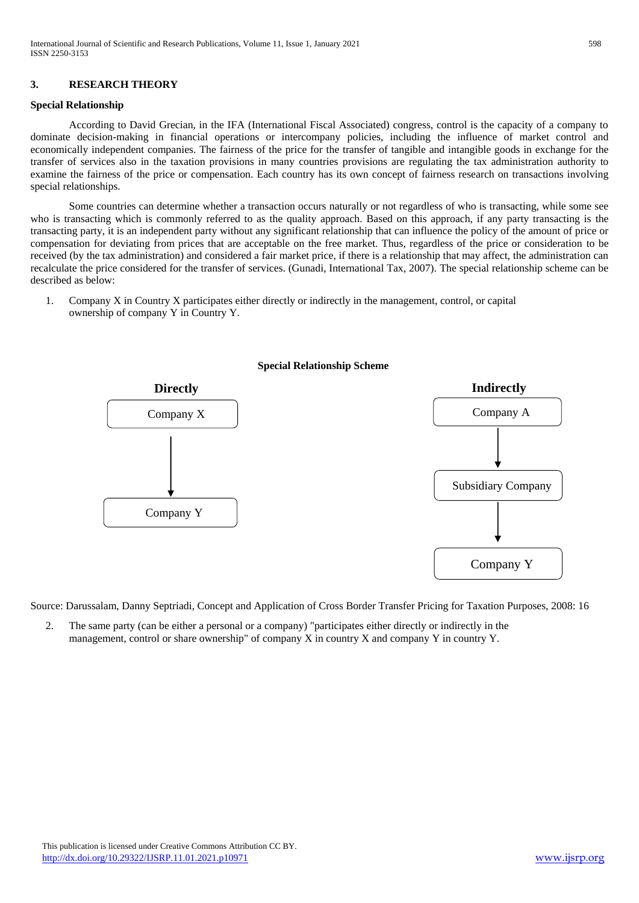## 3. RESEARCH THEORY

### Special Relationship

According to David Grecian, in the IFA (International Fiscal Associated) congress, control is the capacity of a company to dominate decision-making in financial operations or intercompany policies, including the influence of market control and economically independent companies. The fairness of the price for the transfer of tangible and intangible goods in exchange for the transfer of services also in the taxation provisions in many countries provisions are regulating the tax administration authority to examine the fairness of the price or compensation. Each country has its own concept of fairness research on transactions involving special relationships.

Some countries can determine whether a transaction occurs naturally or not regardless of who is transacting, while some see who is transacting which is commonly referred to as the quality approach. Based on this approach, if any party transacting is the transacting party, it is an independent party without any significant relationship that can influence the policy of the amount of price or compensation for deviating from prices that are acceptable on the free market. Thus, regardless of the price or consideration to be received (by the tax administration) and considered a fair market price, if there is a relationship that may affect, the administration can recalculate the price considered for the transfer of services. (Gunadi, International Tax, 2007). The special relationship scheme can be described as below:

1. Company X in Country X participates either directly or indirectly in the management, control, or capital ownership of company Y in Country Y.

**Special Relationship Scheme**

| Directly | Indirectly |
| --- | --- |
| Company X | Company A |
| ↓ | ↓ |
| Company Y | Subsidiary Company |
| | ↓ |
| | Company Y |

Source: Darussalam, Danny Septriadi, Concept and Application of Cross Border Transfer Pricing for Taxation Purposes, 2008: 16

2. The same party (can be either a personal or a company) "participates either directly or indirectly in the management, control or share ownership" of company X in country X and company Y in country Y.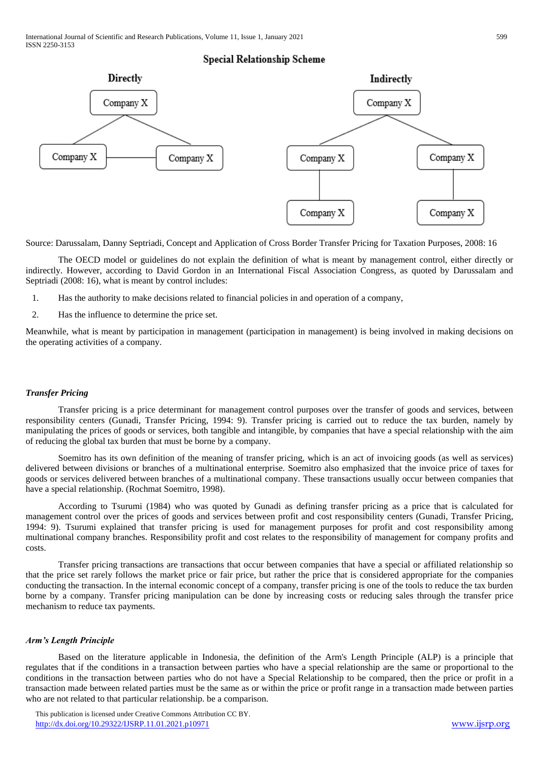**Special Relationship Scheme**

| Directly | Indirectly |
| --- | --- |
| Company X | Company X |
| Company X — Company X | Company X, Company X |
| | Company X, Company X |

Source: Darussalam, Danny Septriadi, Concept and Application of Cross Border Transfer Pricing for Taxation Purposes, 2008: 16

The OECD model or guidelines do not explain the definition of what is meant by management control, either directly or indirectly. However, according to David Gordon in an International Fiscal Association Congress, as quoted by Darussalam and Septriadi (2008: 16), what is meant by control includes:

1. Has the authority to make decisions related to financial policies in and operation of a company,
2. Has the influence to determine the price set.

Meanwhile, what is meant by participation in management (participation in management) is being involved in making decisions on the operating activities of a company.

### *Transfer Pricing*

Transfer pricing is a price determinant for management control purposes over the transfer of goods and services, between responsibility centers (Gunadi, Transfer Pricing, 1994: 9). Transfer pricing is carried out to reduce the tax burden, namely by manipulating the prices of goods or services, both tangible and intangible, by companies that have a special relationship with the aim of reducing the global tax burden that must be borne by a company.

Soemitro has its own definition of the meaning of transfer pricing, which is an act of invoicing goods (as well as services) delivered between divisions or branches of a multinational enterprise. Soemitro also emphasized that the invoice price of taxes for goods or services delivered between branches of a multinational company. These transactions usually occur between companies that have a special relationship. (Rochmat Soemitro, 1998).

According to Tsurumi (1984) who was quoted by Gunadi as defining transfer pricing as a price that is calculated for management control over the prices of goods and services between profit and cost responsibility centers (Gunadi, Transfer Pricing, 1994: 9). Tsurumi explained that transfer pricing is used for management purposes for profit and cost responsibility among multinational company branches. Responsibility profit and cost relates to the responsibility of management for company profits and costs.

Transfer pricing transactions are transactions that occur between companies that have a special or affiliated relationship so that the price set rarely follows the market price or fair price, but rather the price that is considered appropriate for the companies conducting the transaction. In the internal economic concept of a company, transfer pricing is one of the tools to reduce the tax burden borne by a company. Transfer pricing manipulation can be done by increasing costs or reducing sales through the transfer price mechanism to reduce tax payments.

### *Arm's Length Principle*

Based on the literature applicable in Indonesia, the definition of the Arm's Length Principle (ALP) is a principle that regulates that if the conditions in a transaction between parties who have a special relationship are the same or proportional to the conditions in the transaction between parties who do not have a Special Relationship to be compared, then the price or profit in a transaction made between related parties must be the same as or within the price or profit range in a transaction made between parties who are not related to that particular relationship. be a comparison.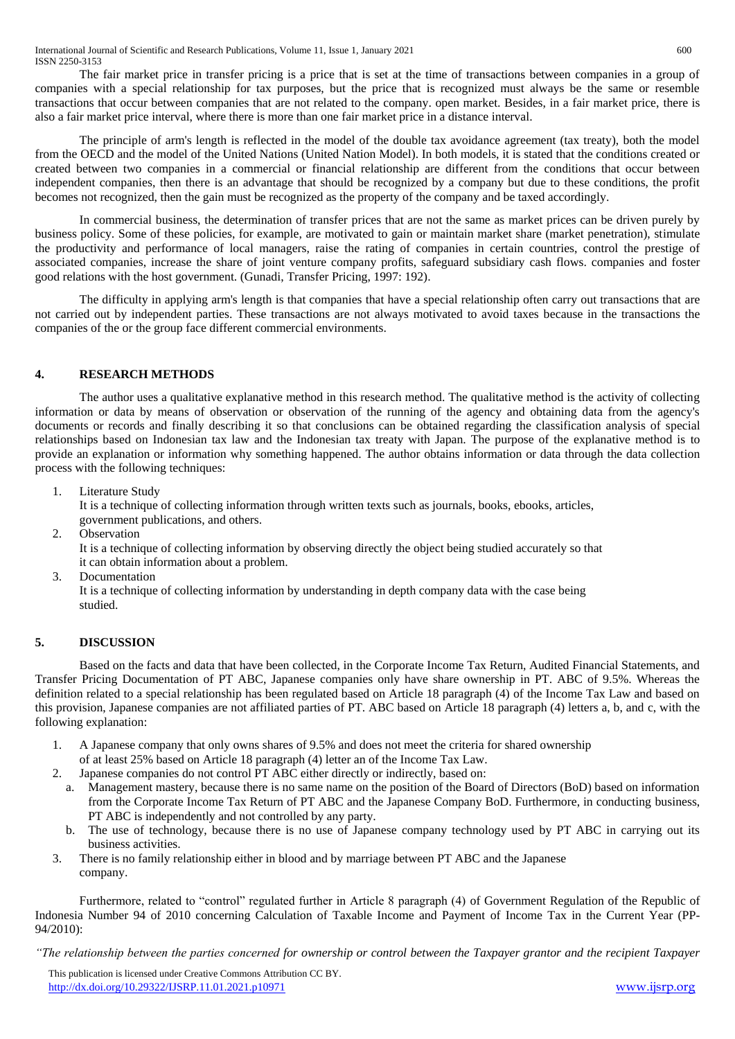The fair market price in transfer pricing is a price that is set at the time of transactions between companies in a group of companies with a special relationship for tax purposes, but the price that is recognized must always be the same or resemble transactions that occur between companies that are not related to the company. open market. Besides, in a fair market price, there is also a fair market price interval, where there is more than one fair market price in a distance interval.

The principle of arm's length is reflected in the model of the double tax avoidance agreement (tax treaty), both the model from the OECD and the model of the United Nations (United Nation Model). In both models, it is stated that the conditions created or created between two companies in a commercial or financial relationship are different from the conditions that occur between independent companies, then there is an advantage that should be recognized by a company but due to these conditions, the profit becomes not recognized, then the gain must be recognized as the property of the company and be taxed accordingly.

In commercial business, the determination of transfer prices that are not the same as market prices can be driven purely by business policy. Some of these policies, for example, are motivated to gain or maintain market share (market penetration), stimulate the productivity and performance of local managers, raise the rating of companies in certain countries, control the prestige of associated companies, increase the share of joint venture company profits, safeguard subsidiary cash flows. companies and foster good relations with the host government. (Gunadi, Transfer Pricing, 1997: 192).

The difficulty in applying arm's length is that companies that have a special relationship often carry out transactions that are not carried out by independent parties. These transactions are not always motivated to avoid taxes because in the transactions the companies of the or the group face different commercial environments.

## 4. RESEARCH METHODS

The author uses a qualitative explanative method in this research method. The qualitative method is the activity of collecting information or data by means of observation or observation of the running of the agency and obtaining data from the agency's documents or records and finally describing it so that conclusions can be obtained regarding the classification analysis of special relationships based on Indonesian tax law and the Indonesian tax treaty with Japan. The purpose of the explanative method is to provide an explanation or information why something happened. The author obtains information or data through the data collection process with the following techniques:

1. Literature Study
   It is a technique of collecting information through written texts such as journals, books, ebooks, articles, government publications, and others.
2. Observation
   It is a technique of collecting information by observing directly the object being studied accurately so that it can obtain information about a problem.
3. Documentation
   It is a technique of collecting information by understanding in depth company data with the case being studied.

## 5. DISCUSSION

Based on the facts and data that have been collected, in the Corporate Income Tax Return, Audited Financial Statements, and Transfer Pricing Documentation of PT ABC, Japanese companies only have share ownership in PT. ABC of 9.5%. Whereas the definition related to a special relationship has been regulated based on Article 18 paragraph (4) of the Income Tax Law and based on this provision, Japanese companies are not affiliated parties of PT. ABC based on Article 18 paragraph (4) letters a, b, and c, with the following explanation:

1. A Japanese company that only owns shares of 9.5% and does not meet the criteria for shared ownership of at least 25% based on Article 18 paragraph (4) letter an of the Income Tax Law.
2. Japanese companies do not control PT ABC either directly or indirectly, based on:
   a. Management mastery, because there is no same name on the position of the Board of Directors (BoD) based on information from the Corporate Income Tax Return of PT ABC and the Japanese Company BoD. Furthermore, in conducting business, PT ABC is independently and not controlled by any party.
   b. The use of technology, because there is no use of Japanese company technology used by PT ABC in carrying out its business activities.
3. There is no family relationship either in blood and by marriage between PT ABC and the Japanese company.

Furthermore, related to "control" regulated further in Article 8 paragraph (4) of Government Regulation of the Republic of Indonesia Number 94 of 2010 concerning Calculation of Taxable Income and Payment of Income Tax in the Current Year (PP-94/2010):

*"The relationship between the parties concerned for ownership or control between the Taxpayer grantor and the recipient Taxpayer*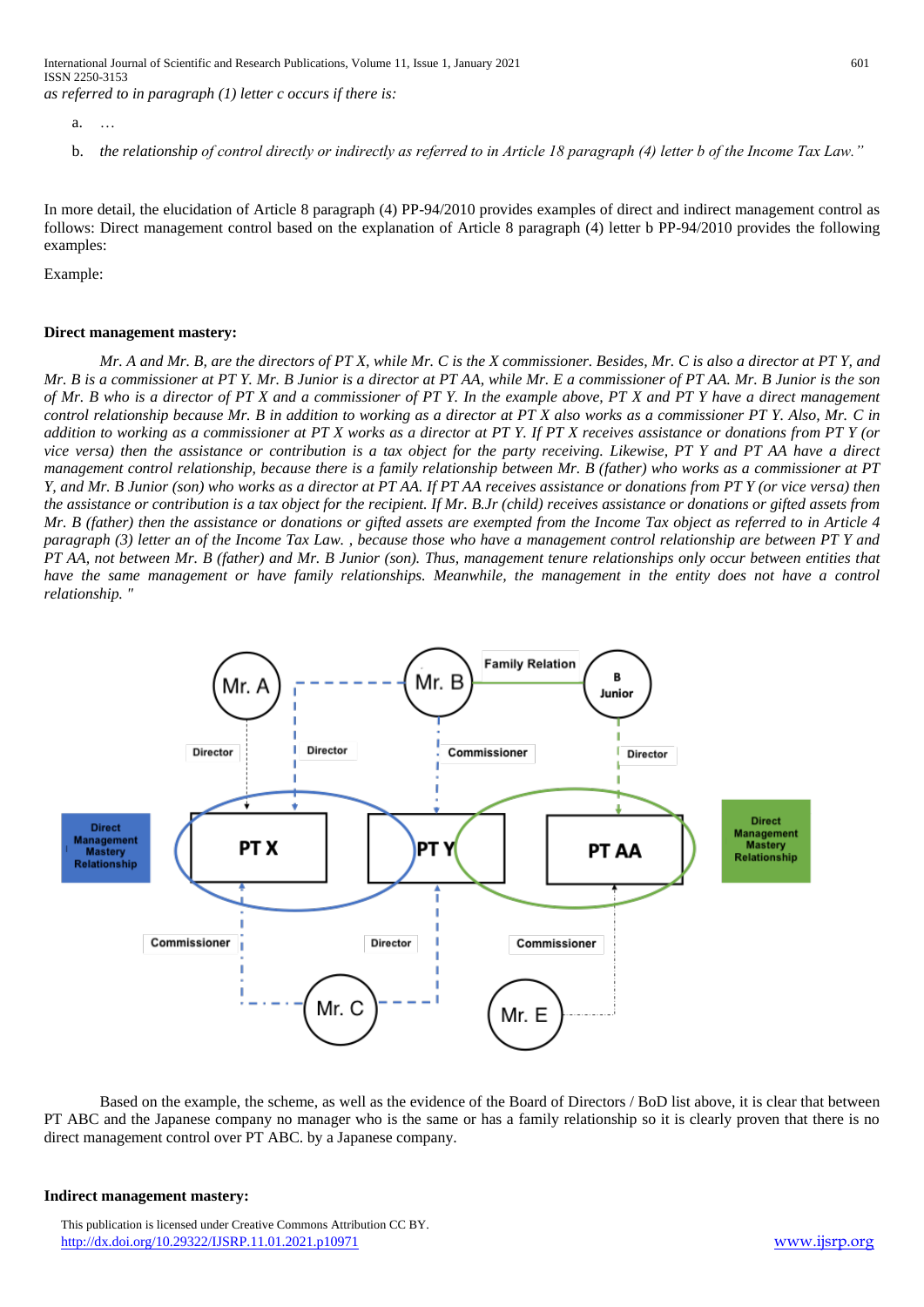*as referred to in paragraph (1) letter c occurs if there is:*

a. …

b. *the relationship of control directly or indirectly as referred to in Article 18 paragraph (4) letter b of the Income Tax Law."*

In more detail, the elucidation of Article 8 paragraph (4) PP-94/2010 provides examples of direct and indirect management control as follows: Direct management control based on the explanation of Article 8 paragraph (4) letter b PP-94/2010 provides the following examples:

Example:

**Direct management mastery:**

*Mr. A and Mr. B, are the directors of PT X, while Mr. C is the X commissioner. Besides, Mr. C is also a director at PT Y, and Mr. B is a commissioner at PT Y. Mr. B Junior is a director at PT AA, while Mr. E a commissioner of PT AA. Mr. B Junior is the son of Mr. B who is a director of PT X and a commissioner of PT Y. In the example above, PT X and PT Y have a direct management control relationship because Mr. B in addition to working as a director at PT X also works as a commissioner PT Y. Also, Mr. C in addition to working as a commissioner at PT X works as a director at PT Y. If PT X receives assistance or donations from PT Y (or vice versa) then the assistance or contribution is a tax object for the party receiving. Likewise, PT Y and PT AA have a direct management control relationship, because there is a family relationship between Mr. B (father) who works as a commissioner at PT Y, and Mr. B Junior (son) who works as a director at PT AA. If PT AA receives assistance or donations from PT Y (or vice versa) then the assistance or contribution is a tax object for the recipient. If Mr. B.Jr (child) receives assistance or donations or gifted assets from Mr. B (father) then the assistance or donations or gifted assets are exempted from the Income Tax object as referred to in Article 4 paragraph (3) letter an of the Income Tax Law. , because those who have a management control relationship are between PT Y and PT AA, not between Mr. B (father) and Mr. B Junior (son). Thus, management tenure relationships only occur between entities that have the same management or have family relationships. Meanwhile, the management in the entity does not have a control relationship. "*

Based on the example, the scheme, as well as the evidence of the Board of Directors / BoD list above, it is clear that between PT ABC and the Japanese company no manager who is the same or has a family relationship so it is clearly proven that there is no direct management control over PT ABC. by a Japanese company.

**Indirect management mastery:**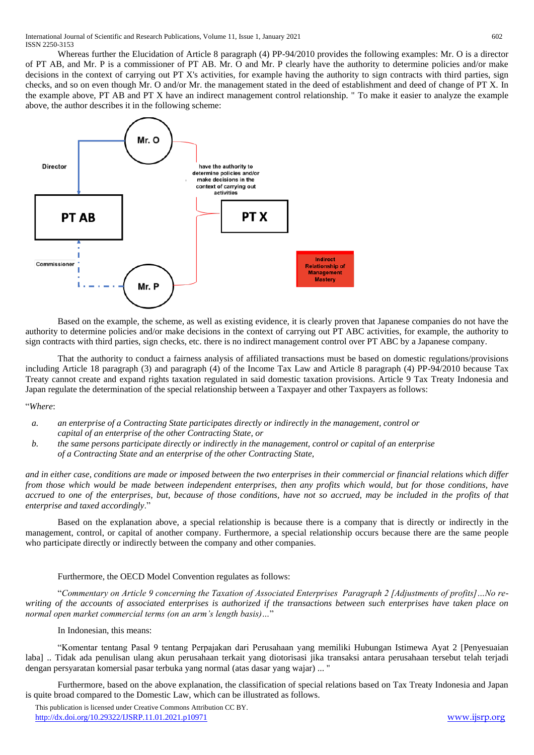Whereas further the Elucidation of Article 8 paragraph (4) PP-94/2010 provides the following examples: Mr. O is a director of PT AB, and Mr. P is a commissioner of PT AB. Mr. O and Mr. P clearly have the authority to determine policies and/or make decisions in the context of carrying out PT X's activities, for example having the authority to sign contracts with third parties, sign checks, and so on even though Mr. O and/or Mr. the management stated in the deed of establishment and deed of change of PT X. In the example above, PT AB and PT X have an indirect management control relationship. " To make it easier to analyze the example above, the author describes it in the following scheme:

Based on the example, the scheme, as well as existing evidence, it is clearly proven that Japanese companies do not have the authority to determine policies and/or make decisions in the context of carrying out PT ABC activities, for example, the authority to sign contracts with third parties, sign checks, etc. there is no indirect management control over PT ABC by a Japanese company.

That the authority to conduct a fairness analysis of affiliated transactions must be based on domestic regulations/provisions including Article 18 paragraph (3) and paragraph (4) of the Income Tax Law and Article 8 paragraph (4) PP-94/2010 because Tax Treaty cannot create and expand rights taxation regulated in said domestic taxation provisions. Article 9 Tax Treaty Indonesia and Japan regulate the determination of the special relationship between a Taxpayer and other Taxpayers as follows:

"*Where*:

a. *an enterprise of a Contracting State participates directly or indirectly in the management, control or capital of an enterprise of the other Contracting State, or*
b. *the same persons participate directly or indirectly in the management, control or capital of an enterprise of a Contracting State and an enterprise of the other Contracting State,*

*and in either case, conditions are made or imposed between the two enterprises in their commercial or financial relations which differ from those which would be made between independent enterprises, then any profits which would, but for those conditions, have accrued to one of the enterprises, but, because of those conditions, have not so accrued, may be included in the profits of that enterprise and taxed accordingly*."

Based on the explanation above, a special relationship is because there is a company that is directly or indirectly in the management, control, or capital of another company. Furthermore, a special relationship occurs because there are the same people who participate directly or indirectly between the company and other companies.

Furthermore, the OECD Model Convention regulates as follows:

"*Commentary on Article 9 concerning the Taxation of Associated Enterprises Paragraph 2 [Adjustments of profits]…No re-writing of the accounts of associated enterprises is authorized if the transactions between such enterprises have taken place on normal open market commercial terms (on an arm's length basis)…*"

In Indonesian, this means:

"Komentar tentang Pasal 9 tentang Perpajakan dari Perusahaan yang memiliki Hubungan Istimewa Ayat 2 [Penyesuaian laba] .. Tidak ada penulisan ulang akun perusahaan terkait yang diotorisasi jika transaksi antara perusahaan tersebut telah terjadi dengan persyaratan komersial pasar terbuka yang normal (atas dasar yang wajar) ... "

Furthermore, based on the above explanation, the classification of special relations based on Tax Treaty Indonesia and Japan is quite broad compared to the Domestic Law, which can be illustrated as follows.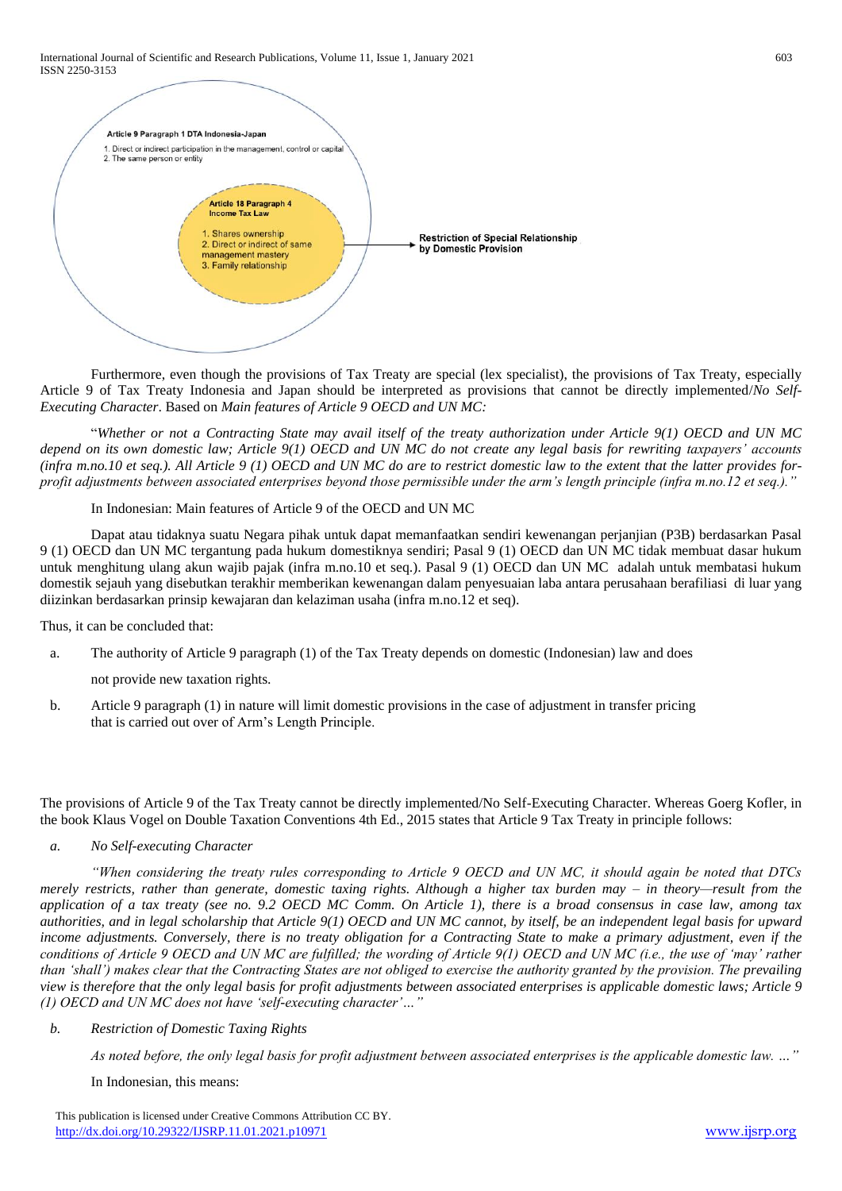Article 9 Paragraph 1 DTA Indonesia-Japan

1. Direct or indirect participation in the management, control or capital
2. The same person or entity

Article 18 Paragraph 4 Income Tax Law

1. Shares ownership
2. Direct or indirect of same management mastery
3. Family relationship

Restriction of Special Relationship by Domestic Provision

Furthermore, even though the provisions of Tax Treaty are special (lex specialist), the provisions of Tax Treaty, especially Article 9 of Tax Treaty Indonesia and Japan should be interpreted as provisions that cannot be directly implemented/*No Self-Executing Character*. Based on *Main features of Article 9 OECD and UN MC:*

"*Whether or not a Contracting State may avail itself of the treaty authorization under Article 9(1) OECD and UN MC depend on its own domestic law; Article 9(1) OECD and UN MC do not create any legal basis for rewriting taxpayers' accounts (infra m.no.10 et seq.). All Article 9 (1) OECD and UN MC do are to restrict domestic law to the extent that the latter provides for-profit adjustments between associated enterprises beyond those permissible under the arm's length principle (infra m.no.12 et seq.).*"

In Indonesian: Main features of Article 9 of the OECD and UN MC

Dapat atau tidaknya suatu Negara pihak untuk dapat memanfaatkan sendiri kewenangan perjanjian (P3B) berdasarkan Pasal 9 (1) OECD dan UN MC tergantung pada hukum domestiknya sendiri; Pasal 9 (1) OECD dan UN MC tidak membuat dasar hukum untuk menghitung ulang akun wajib pajak (infra m.no.10 et seq.). Pasal 9 (1) OECD dan UN MC adalah untuk membatasi hukum domestik sejauh yang disebutkan terakhir memberikan kewenangan dalam penyesuaian laba antara perusahaan berafiliasi di luar yang diizinkan berdasarkan prinsip kewajaran dan kelaziman usaha (infra m.no.12 et seq).

Thus, it can be concluded that:

a. The authority of Article 9 paragraph (1) of the Tax Treaty depends on domestic (Indonesian) law and does not provide new taxation rights.
b. Article 9 paragraph (1) in nature will limit domestic provisions in the case of adjustment in transfer pricing that is carried out over of Arm's Length Principle.

The provisions of Article 9 of the Tax Treaty cannot be directly implemented/No Self-Executing Character. Whereas Goerg Kofler, in the book Klaus Vogel on Double Taxation Conventions 4th Ed., 2015 states that Article 9 Tax Treaty in principle follows:

*a. No Self-executing Character*

*"When considering the treaty rules corresponding to Article 9 OECD and UN MC, it should again be noted that DTCs merely restricts, rather than generate, domestic taxing rights. Although a higher tax burden may – in theory—result from the application of a tax treaty (see no. 9.2 OECD MC Comm. On Article 1), there is a broad consensus in case law, among tax authorities, and in legal scholarship that Article 9(1) OECD and UN MC cannot, by itself, be an independent legal basis for upward income adjustments. Conversely, there is no treaty obligation for a Contracting State to make a primary adjustment, even if the conditions of Article 9 OECD and UN MC are fulfilled; the wording of Article 9(1) OECD and UN MC (i.e., the use of 'may' rather than 'shall') makes clear that the Contracting States are not obliged to exercise the authority granted by the provision. The prevailing view is therefore that the only legal basis for profit adjustments between associated enterprises is applicable domestic laws; Article 9 (1) OECD and UN MC does not have 'self-executing character'…"*

*b. Restriction of Domestic Taxing Rights*

*As noted before, the only legal basis for profit adjustment between associated enterprises is the applicable domestic law. …"*

In Indonesian, this means: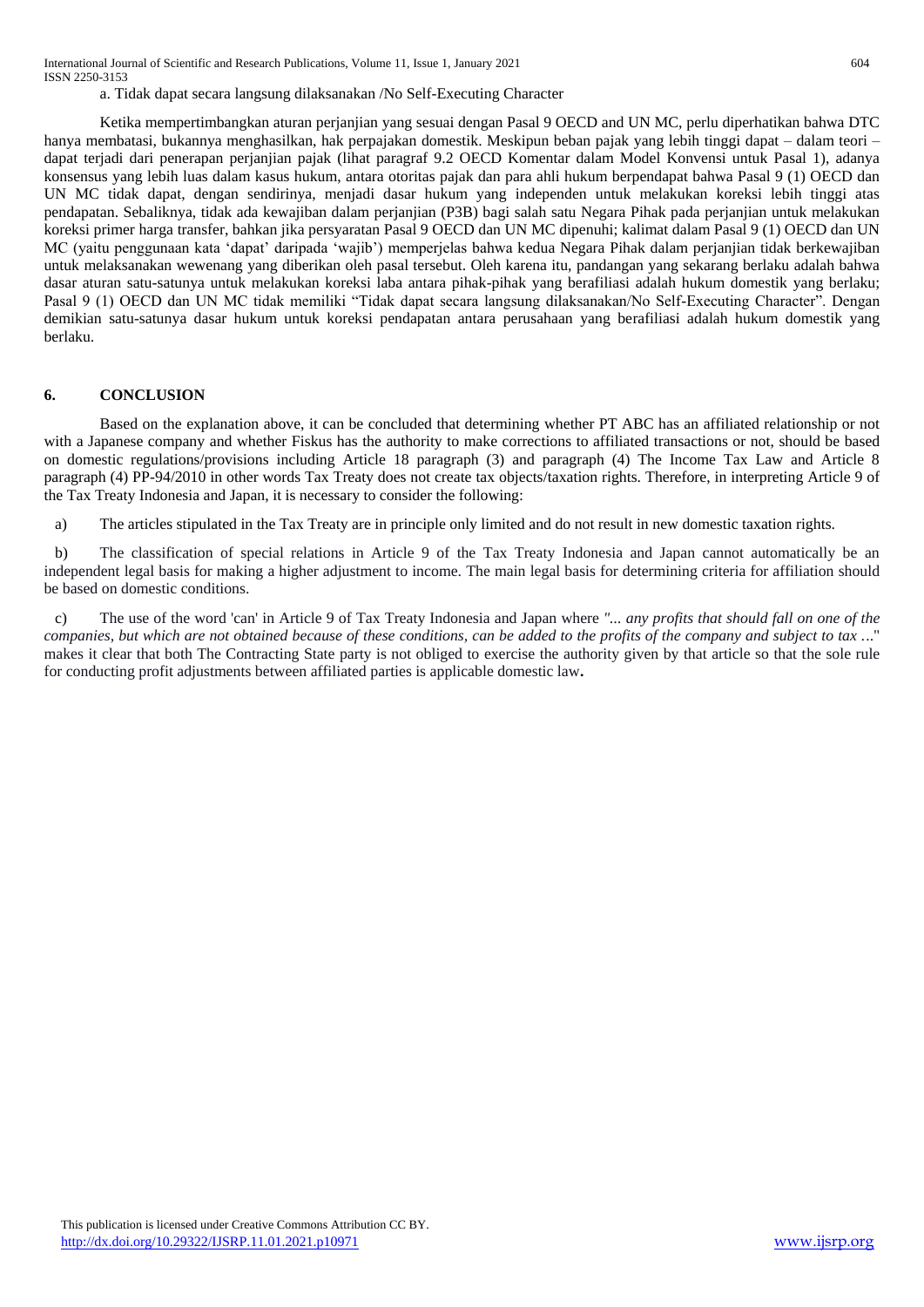a. Tidak dapat secara langsung dilaksanakan /No Self-Executing Character

Ketika mempertimbangkan aturan perjanjian yang sesuai dengan Pasal 9 OECD and UN MC, perlu diperhatikan bahwa DTC hanya membatasi, bukannya menghasilkan, hak perpajakan domestik. Meskipun beban pajak yang lebih tinggi dapat – dalam teori – dapat terjadi dari penerapan perjanjian pajak (lihat paragraf 9.2 OECD Komentar dalam Model Konvensi untuk Pasal 1), adanya konsensus yang lebih luas dalam kasus hukum, antara otoritas pajak dan para ahli hukum berpendapat bahwa Pasal 9 (1) OECD dan UN MC tidak dapat, dengan sendirinya, menjadi dasar hukum yang independen untuk melakukan koreksi lebih tinggi atas pendapatan. Sebaliknya, tidak ada kewajiban dalam perjanjian (P3B) bagi salah satu Negara Pihak pada perjanjian untuk melakukan koreksi primer harga transfer, bahkan jika persyaratan Pasal 9 OECD dan UN MC dipenuhi; kalimat dalam Pasal 9 (1) OECD dan UN MC (yaitu penggunaan kata 'dapat' daripada 'wajib') memperjelas bahwa kedua Negara Pihak dalam perjanjian tidak berkewajiban untuk melaksanakan wewenang yang diberikan oleh pasal tersebut. Oleh karena itu, pandangan yang sekarang berlaku adalah bahwa dasar aturan satu-satunya untuk melakukan koreksi laba antara pihak-pihak yang berafiliasi adalah hukum domestik yang berlaku; Pasal 9 (1) OECD dan UN MC tidak memiliki "Tidak dapat secara langsung dilaksanakan/No Self-Executing Character". Dengan demikian satu-satunya dasar hukum untuk koreksi pendapatan antara perusahaan yang berafiliasi adalah hukum domestik yang berlaku.

## 6. CONCLUSION

Based on the explanation above, it can be concluded that determining whether PT ABC has an affiliated relationship or not with a Japanese company and whether Fiskus has the authority to make corrections to affiliated transactions or not, should be based on domestic regulations/provisions including Article 18 paragraph (3) and paragraph (4) The Income Tax Law and Article 8 paragraph (4) PP-94/2010 in other words Tax Treaty does not create tax objects/taxation rights. Therefore, in interpreting Article 9 of the Tax Treaty Indonesia and Japan, it is necessary to consider the following:

a) The articles stipulated in the Tax Treaty are in principle only limited and do not result in new domestic taxation rights.

b) The classification of special relations in Article 9 of the Tax Treaty Indonesia and Japan cannot automatically be an independent legal basis for making a higher adjustment to income. The main legal basis for determining criteria for affiliation should be based on domestic conditions.

c) The use of the word 'can' in Article 9 of Tax Treaty Indonesia and Japan where *"... any profits that should fall on one of the companies, but which are not obtained because of these conditions, can be added to the profits of the company and subject to tax ..."* makes it clear that both The Contracting State party is not obliged to exercise the authority given by that article so that the sole rule for conducting profit adjustments between affiliated parties is applicable domestic law**.**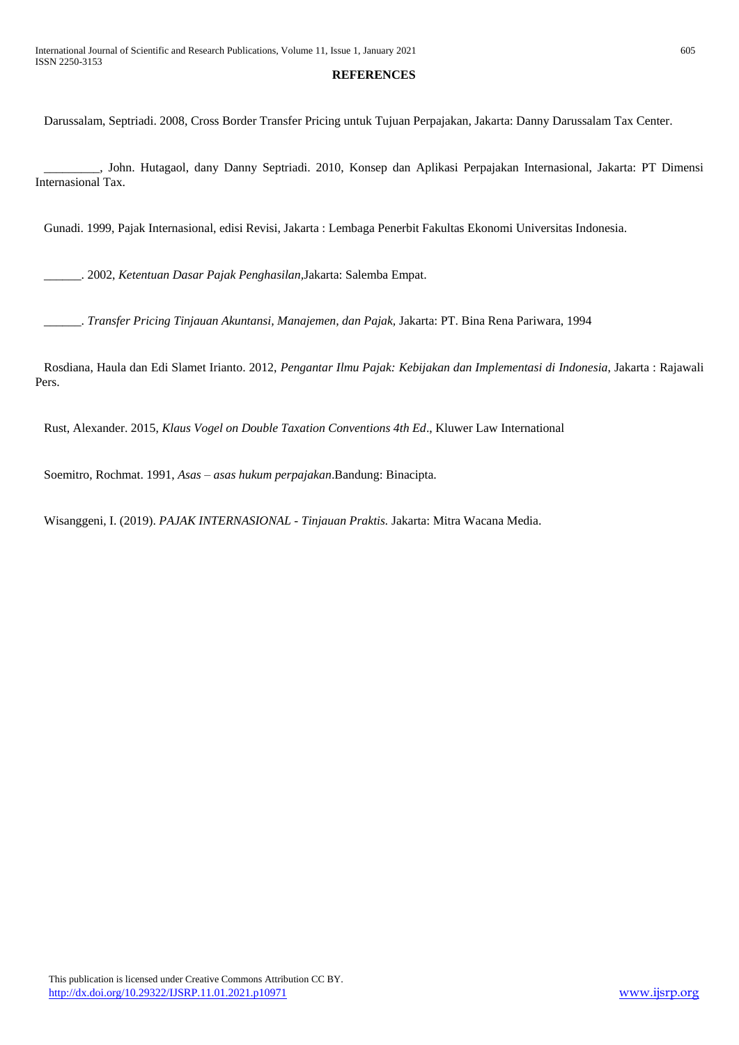**REFERENCES**

Darussalam, Septriadi. 2008, Cross Border Transfer Pricing untuk Tujuan Perpajakan, Jakarta: Danny Darussalam Tax Center.

_________, John. Hutagaol, dany Danny Septriadi. 2010, Konsep dan Aplikasi Perpajakan Internasional, Jakarta: PT Dimensi Internasional Tax.

Gunadi. 1999, Pajak Internasional, edisi Revisi, Jakarta : Lembaga Penerbit Fakultas Ekonomi Universitas Indonesia.

______. 2002, *Ketentuan Dasar Pajak Penghasilan,*Jakarta: Salemba Empat.

______. *Transfer Pricing Tinjauan Akuntansi, Manajemen, dan Pajak,* Jakarta: PT. Bina Rena Pariwara, 1994

Rosdiana, Haula dan Edi Slamet Irianto. 2012, *Pengantar Ilmu Pajak: Kebijakan dan Implementasi di Indonesia*, Jakarta : Rajawali Pers.

Rust, Alexander. 2015, *Klaus Vogel on Double Taxation Conventions 4th Ed*., Kluwer Law International

Soemitro, Rochmat. 1991, *Asas – asas hukum perpajakan*.Bandung: Binacipta.

Wisanggeni, I. (2019). *PAJAK INTERNASIONAL - Tinjauan Praktis.* Jakarta: Mitra Wacana Media.